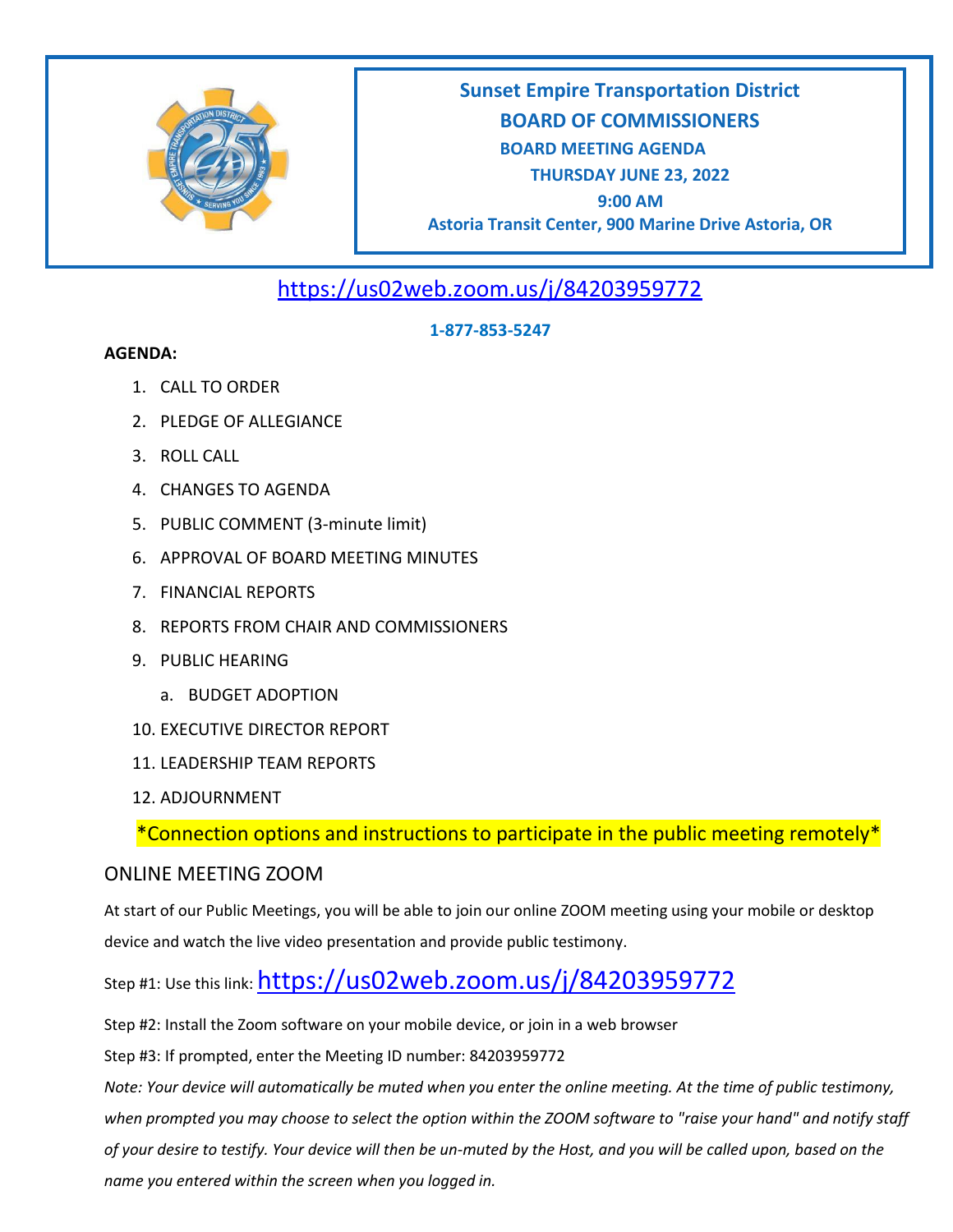# Sunset Empire Transportation District

## BOARD OF COMMISSIONERS

**BOARD MEETING AGENDA**

**THURSDAY JUNE 23, 2022**

**9:00 AM**

**Astoria Transit Center, 900 Marine Drive Astoria, OR**

https://us02web.zoom.us/j/84203959772

**1-877-853-5247**

**AGENDA:**

1. CALL TO ORDER
2. PLEDGE OF ALLEGIANCE
3. ROLL CALL
4. CHANGES TO AGENDA
5. PUBLIC COMMENT (3-minute limit)
6. APPROVAL OF BOARD MEETING MINUTES
7. FINANCIAL REPORTS
8. REPORTS FROM CHAIR AND COMMISSIONERS
9. PUBLIC HEARING
   a. BUDGET ADOPTION
10. EXECUTIVE DIRECTOR REPORT
11. LEADERSHIP TEAM REPORTS
12. ADJOURNMENT

*Connection options and instructions to participate in the public meeting remotely*

## ONLINE MEETING ZOOM

At start of our Public Meetings, you will be able to join our online ZOOM meeting using your mobile or desktop device and watch the live video presentation and provide public testimony.

Step #1: Use this link: https://us02web.zoom.us/j/84203959772

Step #2: Install the Zoom software on your mobile device, or join in a web browser

Step #3: If prompted, enter the Meeting ID number: 84203959772

*Note: Your device will automatically be muted when you enter the online meeting. At the time of public testimony, when prompted you may choose to select the option within the ZOOM software to "raise your hand" and notify staff of your desire to testify. Your device will then be un-muted by the Host, and you will be called upon, based on the name you entered within the screen when you logged in.*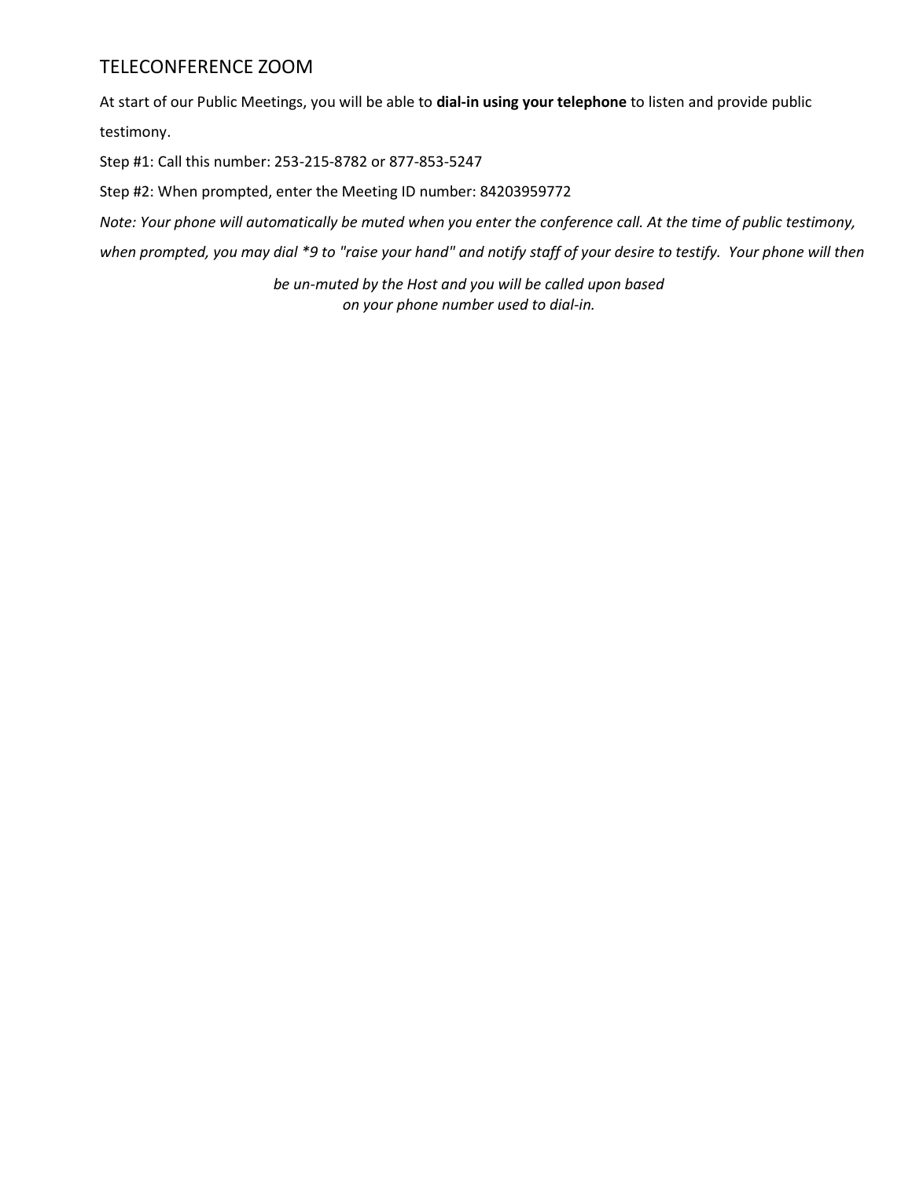## TELECONFERENCE ZOOM

At start of our Public Meetings, you will be able to **dial-in using your telephone** to listen and provide public testimony.

Step #1: Call this number: 253-215-8782 or 877-853-5247

Step #2: When prompted, enter the Meeting ID number: 84203959772

*Note: Your phone will automatically be muted when you enter the conference call. At the time of public testimony, when prompted, you may dial *9 to "raise your hand" and notify staff of your desire to testify. Your phone will then be un-muted by the Host and you will be called upon based on your phone number used to dial-in.*